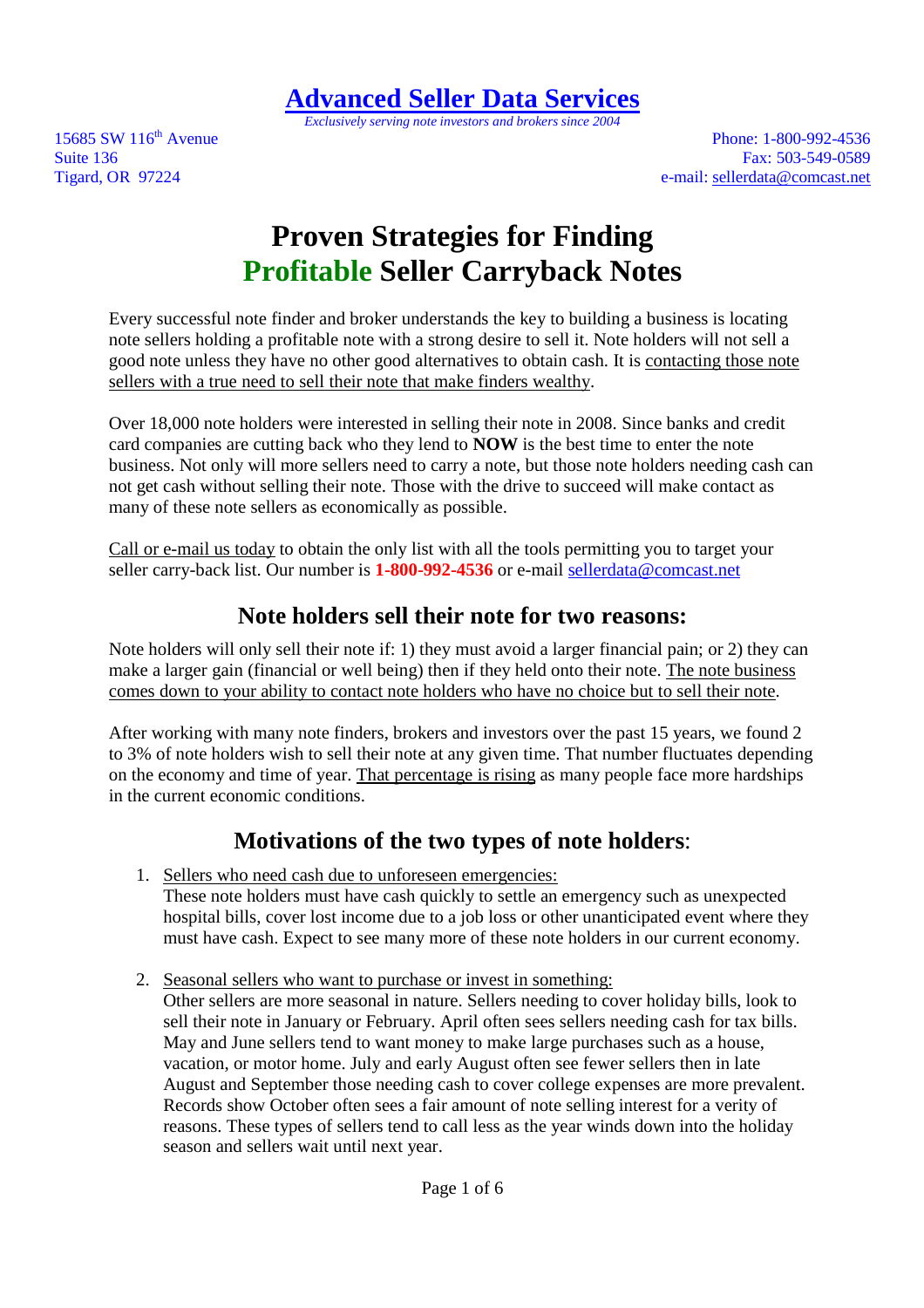# Advanced Seller Data Services

*Exclusively serving note investors and brokers since 2004*

15685 SW 116th Avenue
Suite 136
Tigard, OR 97224

Phone: 1-800-992-4536
Fax: 503-549-0589
e-mail: sellerdata@comcast.net

# Proven Strategies for Finding Profitable Seller Carryback Notes

Every successful note finder and broker understands the key to building a business is locating note sellers holding a profitable note with a strong desire to sell it. Note holders will not sell a good note unless they have no other good alternatives to obtain cash. It is contacting those note sellers with a true need to sell their note that make finders wealthy.

Over 18,000 note holders were interested in selling their note in 2008. Since banks and credit card companies are cutting back who they lend to **NOW** is the best time to enter the note business. Not only will more sellers need to carry a note, but those note holders needing cash can not get cash without selling their note. Those with the drive to succeed will make contact as many of these note sellers as economically as possible.

Call or e-mail us today to obtain the only list with all the tools permitting you to target your seller carry-back list. Our number is **1-800-992-4536** or e-mail sellerdata@comcast.net

## Note holders sell their note for two reasons:

Note holders will only sell their note if: 1) they must avoid a larger financial pain; or 2) they can make a larger gain (financial or well being) then if they held onto their note. The note business comes down to your ability to contact note holders who have no choice but to sell their note.

After working with many note finders, brokers and investors over the past 15 years, we found 2 to 3% of note holders wish to sell their note at any given time. That number fluctuates depending on the economy and time of year. That percentage is rising as many people face more hardships in the current economic conditions.

## Motivations of the two types of note holders:

1. Sellers who need cash due to unforeseen emergencies:
   These note holders must have cash quickly to settle an emergency such as unexpected hospital bills, cover lost income due to a job loss or other unanticipated event where they must have cash. Expect to see many more of these note holders in our current economy.

2. Seasonal sellers who want to purchase or invest in something:
   Other sellers are more seasonal in nature. Sellers needing to cover holiday bills, look to sell their note in January or February. April often sees sellers needing cash for tax bills. May and June sellers tend to want money to make large purchases such as a house, vacation, or motor home. July and early August often see fewer sellers then in late August and September those needing cash to cover college expenses are more prevalent. Records show October often sees a fair amount of note selling interest for a verity of reasons. These types of sellers tend to call less as the year winds down into the holiday season and sellers wait until next year.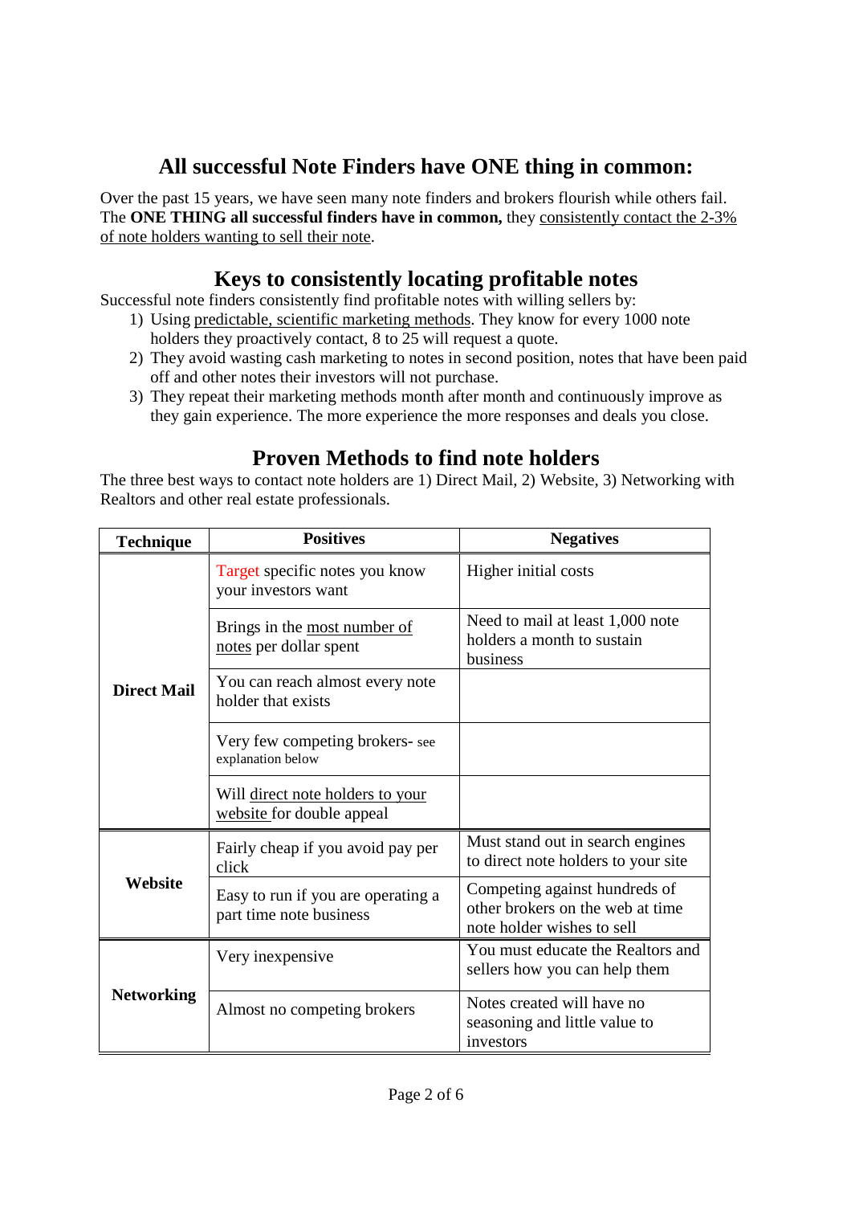## All successful Note Finders have ONE thing in common:

Over the past 15 years, we have seen many note finders and brokers flourish while others fail. The **ONE THING all successful finders have in common,** they <u>consistently contact the 2-3% of note holders wanting to sell their note</u>.

## Keys to consistently locating profitable notes

Successful note finders consistently find profitable notes with willing sellers by:

1) Using <u>predictable, scientific marketing methods</u>. They know for every 1000 note holders they proactively contact, 8 to 25 will request a quote.
2) They avoid wasting cash marketing to notes in second position, notes that have been paid off and other notes their investors will not purchase.
3) They repeat their marketing methods month after month and continuously improve as they gain experience. The more experience the more responses and deals you close.

## Proven Methods to find note holders

The three best ways to contact note holders are 1) Direct Mail, 2) Website, 3) Networking with Realtors and other real estate professionals.

| Technique | Positives | Negatives |
|---|---|---|
| **Direct Mail** | Target specific notes you know your investors want | Higher initial costs |
| | Brings in the <u>most number of notes</u> per dollar spent | Need to mail at least 1,000 note holders a month to sustain business |
| | You can reach almost every note holder that exists | |
| | Very few competing brokers- see explanation below | |
| | Will <u>direct note holders to your website</u> for double appeal | |
| **Website** | Fairly cheap if you avoid pay per click | Must stand out in search engines to direct note holders to your site |
| | Easy to run if you are operating a part time note business | Competing against hundreds of other brokers on the web at time note holder wishes to sell |
| **Networking** | Very inexpensive | You must educate the Realtors and sellers how you can help them |
| | Almost no competing brokers | Notes created will have no seasoning and little value to investors |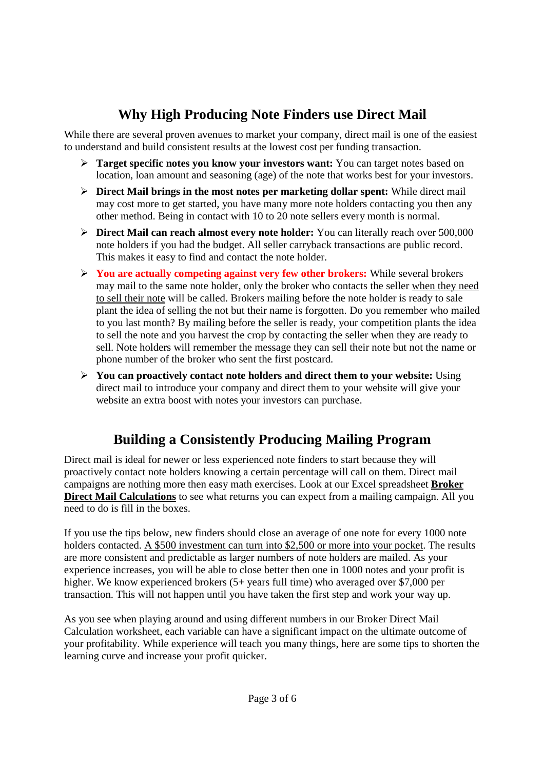## Why High Producing Note Finders use Direct Mail

While there are several proven avenues to market your company, direct mail is one of the easiest to understand and build consistent results at the lowest cost per funding transaction.

- **Target specific notes you know your investors want:** You can target notes based on location, loan amount and seasoning (age) of the note that works best for your investors.
- **Direct Mail brings in the most notes per marketing dollar spent:** While direct mail may cost more to get started, you have many more note holders contacting you then any other method. Being in contact with 10 to 20 note sellers every month is normal.
- **Direct Mail can reach almost every note holder:** You can literally reach over 500,000 note holders if you had the budget. All seller carryback transactions are public record. This makes it easy to find and contact the note holder.
- **You are actually competing against very few other brokers:** While several brokers may mail to the same note holder, only the broker who contacts the seller <u>when they need to sell their note</u> will be called. Brokers mailing before the note holder is ready to sale plant the idea of selling the not but their name is forgotten. Do you remember who mailed to you last month? By mailing before the seller is ready, your competition plants the idea to sell the note and you harvest the crop by contacting the seller when they are ready to sell. Note holders will remember the message they can sell their note but not the name or phone number of the broker who sent the first postcard.
- **You can proactively contact note holders and direct them to your website:** Using direct mail to introduce your company and direct them to your website will give your website an extra boost with notes your investors can purchase.

## Building a Consistently Producing Mailing Program

Direct mail is ideal for newer or less experienced note finders to start because they will proactively contact note holders knowing a certain percentage will call on them. Direct mail campaigns are nothing more then easy math exercises. Look at our Excel spreadsheet **<u>Broker Direct Mail Calculations</u>** to see what returns you can expect from a mailing campaign. All you need to do is fill in the boxes.

If you use the tips below, new finders should close an average of one note for every 1000 note holders contacted. <u>A $500 investment can turn into $2,500 or more into your pocket</u>. The results are more consistent and predictable as larger numbers of note holders are mailed. As your experience increases, you will be able to close better then one in 1000 notes and your profit is higher. We know experienced brokers (5+ years full time) who averaged over $7,000 per transaction. This will not happen until you have taken the first step and work your way up.

As you see when playing around and using different numbers in our Broker Direct Mail Calculation worksheet, each variable can have a significant impact on the ultimate outcome of your profitability. While experience will teach you many things, here are some tips to shorten the learning curve and increase your profit quicker.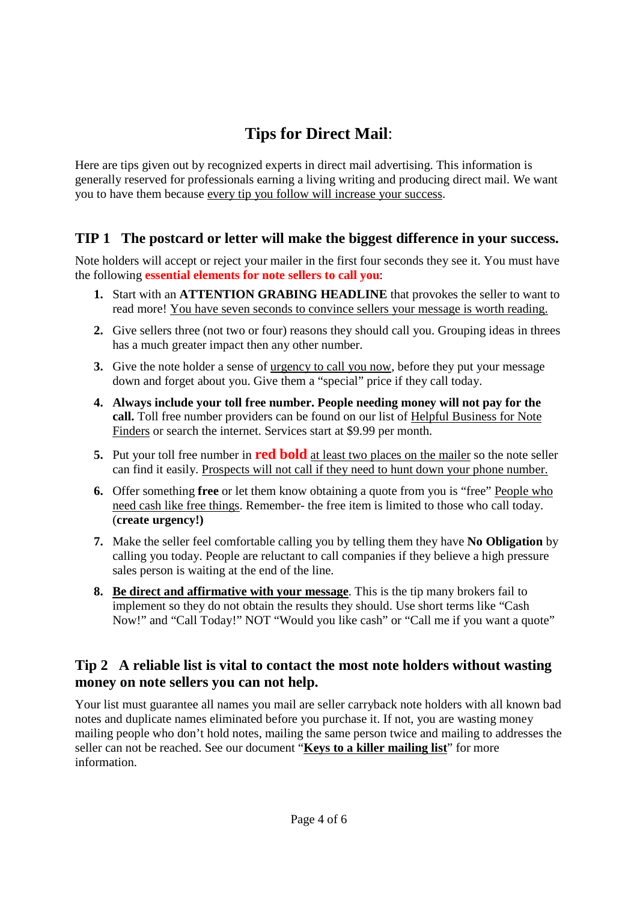# **Tips for Direct Mail**:

Here are tips given out by recognized experts in direct mail advertising. This information is generally reserved for professionals earning a living writing and producing direct mail. We want you to have them because <u>every tip you follow will increase your success</u>.

## TIP 1 The postcard or letter will make the biggest difference in your success.

Note holders will accept or reject your mailer in the first four seconds they see it. You must have the following **essential elements for note sellers to call you**:

1. Start with an **ATTENTION GRABING HEADLINE** that provokes the seller to want to read more! <u>You have seven seconds to convince sellers your message is worth reading.</u>
2. Give sellers three (not two or four) reasons they should call you. Grouping ideas in threes has a much greater impact then any other number.
3. Give the note holder a sense of <u>urgency to call you now</u>, before they put your message down and forget about you. Give them a "special" price if they call today.
4. **Always include your toll free number. People needing money will not pay for the call.** Toll free number providers can be found on our list of <u>Helpful Business for Note Finders</u> or search the internet. Services start at $9.99 per month.
5. Put your toll free number in **red bold** <u>at least two places on the mailer</u> so the note seller can find it easily. <u>Prospects will not call if they need to hunt down your phone number.</u>
6. Offer something **free** or let them know obtaining a quote from you is "free" <u>People who need cash like free things</u>. Remember- the free item is limited to those who call today. (**create urgency!)**
7. Make the seller feel comfortable calling you by telling them they have **No Obligation** by calling you today. People are reluctant to call companies if they believe a high pressure sales person is waiting at the end of the line.
8. **<u>Be direct and affirmative with your message</u>**. This is the tip many brokers fail to implement so they do not obtain the results they should. Use short terms like "Cash Now!" and "Call Today!" NOT "Would you like cash" or "Call me if you want a quote"

## Tip 2 A reliable list is vital to contact the most note holders without wasting money on note sellers you can not help.

Your list must guarantee all names you mail are seller carryback note holders with all known bad notes and duplicate names eliminated before you purchase it. If not, you are wasting money mailing people who don't hold notes, mailing the same person twice and mailing to addresses the seller can not be reached. See our document "**<u>Keys to a killer mailing list</u>**" for more information.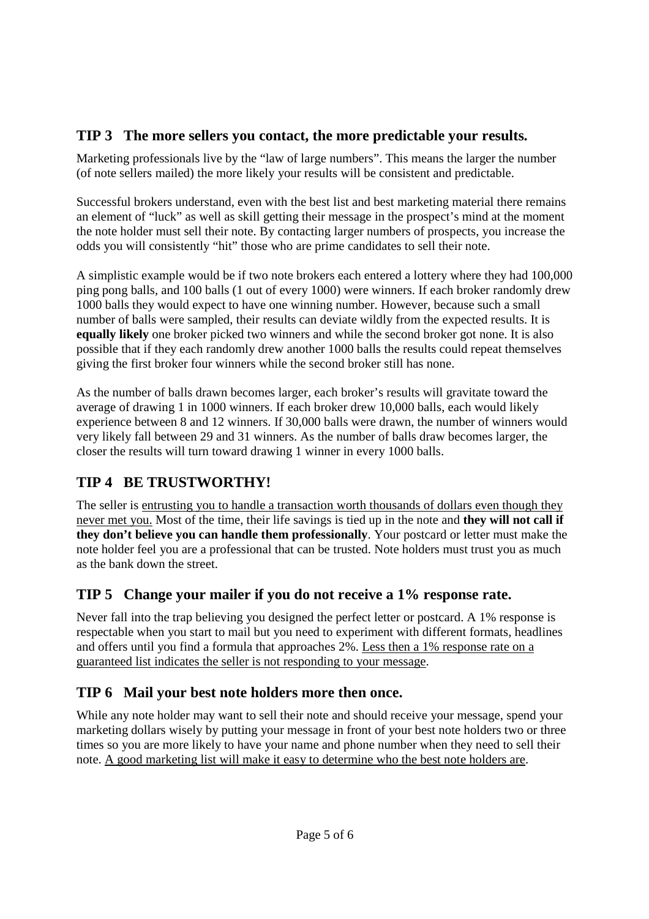## TIP 3 The more sellers you contact, the more predictable your results.

Marketing professionals live by the "law of large numbers". This means the larger the number (of note sellers mailed) the more likely your results will be consistent and predictable.

Successful brokers understand, even with the best list and best marketing material there remains an element of "luck" as well as skill getting their message in the prospect's mind at the moment the note holder must sell their note. By contacting larger numbers of prospects, you increase the odds you will consistently "hit" those who are prime candidates to sell their note.

A simplistic example would be if two note brokers each entered a lottery where they had 100,000 ping pong balls, and 100 balls (1 out of every 1000) were winners. If each broker randomly drew 1000 balls they would expect to have one winning number. However, because such a small number of balls were sampled, their results can deviate wildly from the expected results. It is **equally likely** one broker picked two winners and while the second broker got none. It is also possible that if they each randomly drew another 1000 balls the results could repeat themselves giving the first broker four winners while the second broker still has none.

As the number of balls drawn becomes larger, each broker's results will gravitate toward the average of drawing 1 in 1000 winners. If each broker drew 10,000 balls, each would likely experience between 8 and 12 winners. If 30,000 balls were drawn, the number of winners would very likely fall between 29 and 31 winners. As the number of balls draw becomes larger, the closer the results will turn toward drawing 1 winner in every 1000 balls.

## TIP 4 BE TRUSTWORTHY!

The seller is entrusting you to handle a transaction worth thousands of dollars even though they never met you. Most of the time, their life savings is tied up in the note and **they will not call if they don't believe you can handle them professionally**. Your postcard or letter must make the note holder feel you are a professional that can be trusted. Note holders must trust you as much as the bank down the street.

## TIP 5 Change your mailer if you do not receive a 1% response rate.

Never fall into the trap believing you designed the perfect letter or postcard. A 1% response is respectable when you start to mail but you need to experiment with different formats, headlines and offers until you find a formula that approaches 2%. Less then a 1% response rate on a guaranteed list indicates the seller is not responding to your message.

## TIP 6 Mail your best note holders more then once.

While any note holder may want to sell their note and should receive your message, spend your marketing dollars wisely by putting your message in front of your best note holders two or three times so you are more likely to have your name and phone number when they need to sell their note. A good marketing list will make it easy to determine who the best note holders are.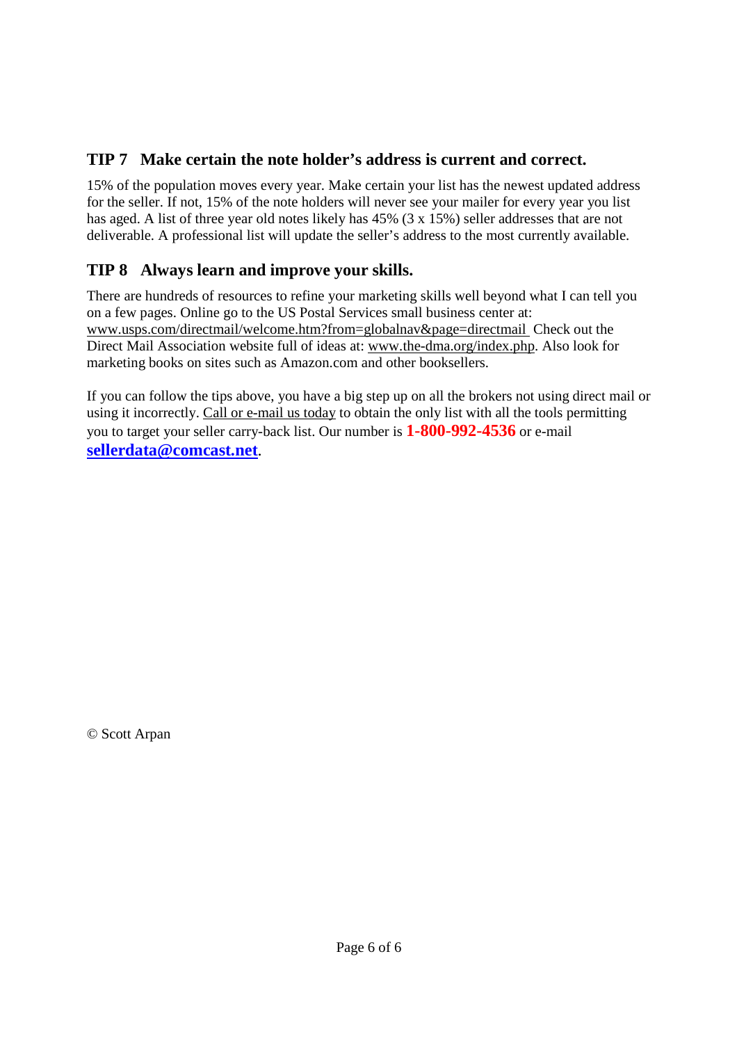## TIP 7   Make certain the note holder's address is current and correct.

15% of the population moves every year. Make certain your list has the newest updated address for the seller. If not, 15% of the note holders will never see your mailer for every year you list has aged. A list of three year old notes likely has 45% (3 x 15%) seller addresses that are not deliverable. A professional list will update the seller's address to the most currently available.

## TIP 8   Always learn and improve your skills.

There are hundreds of resources to refine your marketing skills well beyond what I can tell you on a few pages. Online go to the US Postal Services small business center at: www.usps.com/directmail/welcome.htm?from=globalnav&page=directmail Check out the Direct Mail Association website full of ideas at: www.the-dma.org/index.php. Also look for marketing books on sites such as Amazon.com and other booksellers.

If you can follow the tips above, you have a big step up on all the brokers not using direct mail or using it incorrectly. Call or e-mail us today to obtain the only list with all the tools permitting you to target your seller carry-back list. Our number is **1-800-992-4536** or e-mail **sellerdata@comcast.net**.

© Scott Arpan